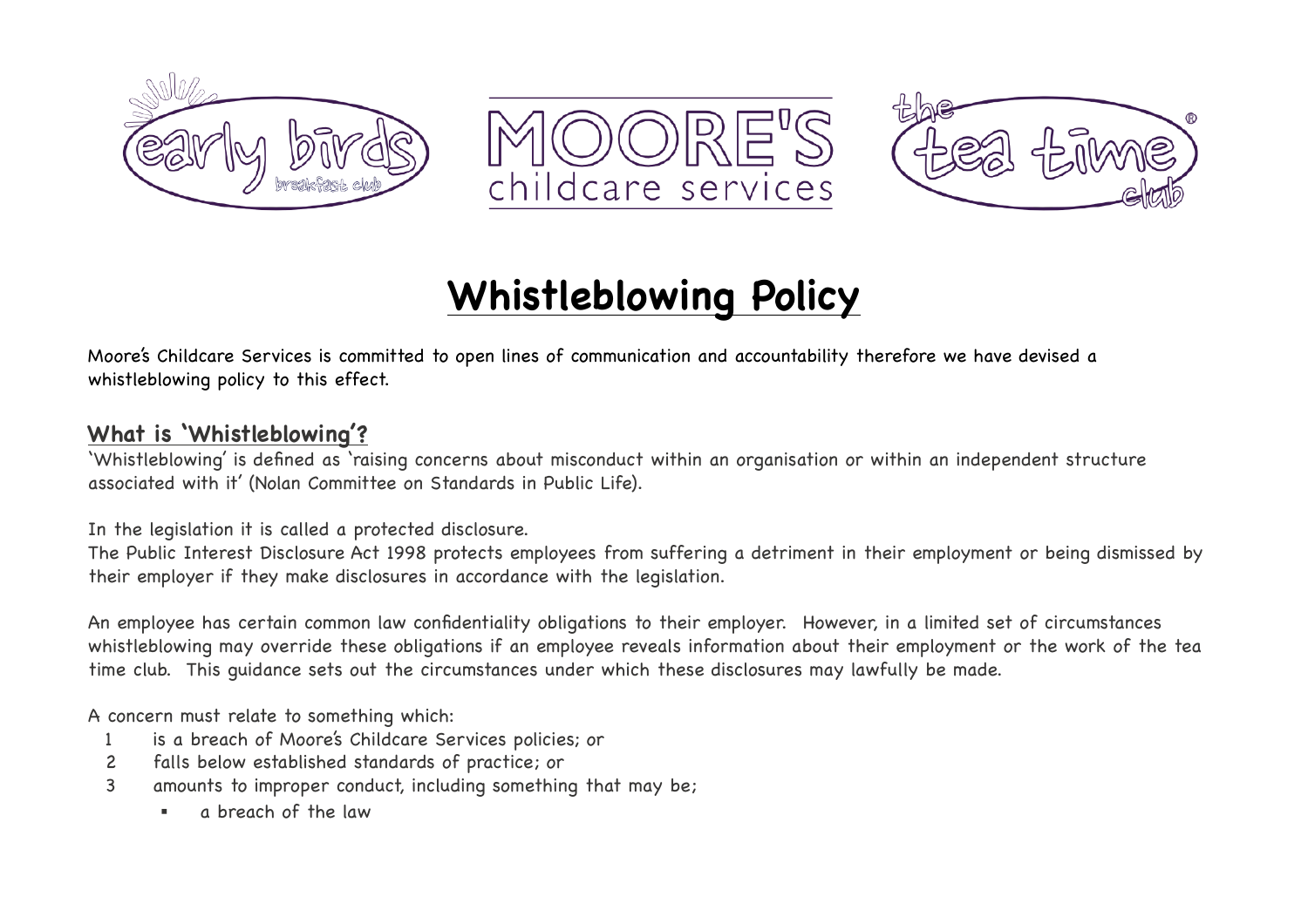# Whistleblowing Policy

Moore's Childcare Services is committed to open lines of communication and accountability therefore we have devised a whistleblowing policy to this effect.

## What is 'Whistleblowing'?

'Whistleblowing' is defined as 'raising concerns about misconduct within an organisation or within an independent structure associated with it' (Nolan Committee on Standards in Public Life).

In the legislation it is called a protected disclosure.
The Public Interest Disclosure Act 1998 protects employees from suffering a detriment in their employment or being dismissed by their employer if they make disclosures in accordance with the legislation.

An employee has certain common law confidentiality obligations to their employer. However, in a limited set of circumstances whistleblowing may override these obligations if an employee reveals information about their employment or the work of the tea time club. This guidance sets out the circumstances under which these disclosures may lawfully be made.

A concern must relate to something which:

1. is a breach of Moore's Childcare Services policies; or
2. falls below established standards of practice; or
3. amounts to improper conduct, including something that may be;
   - a breach of the law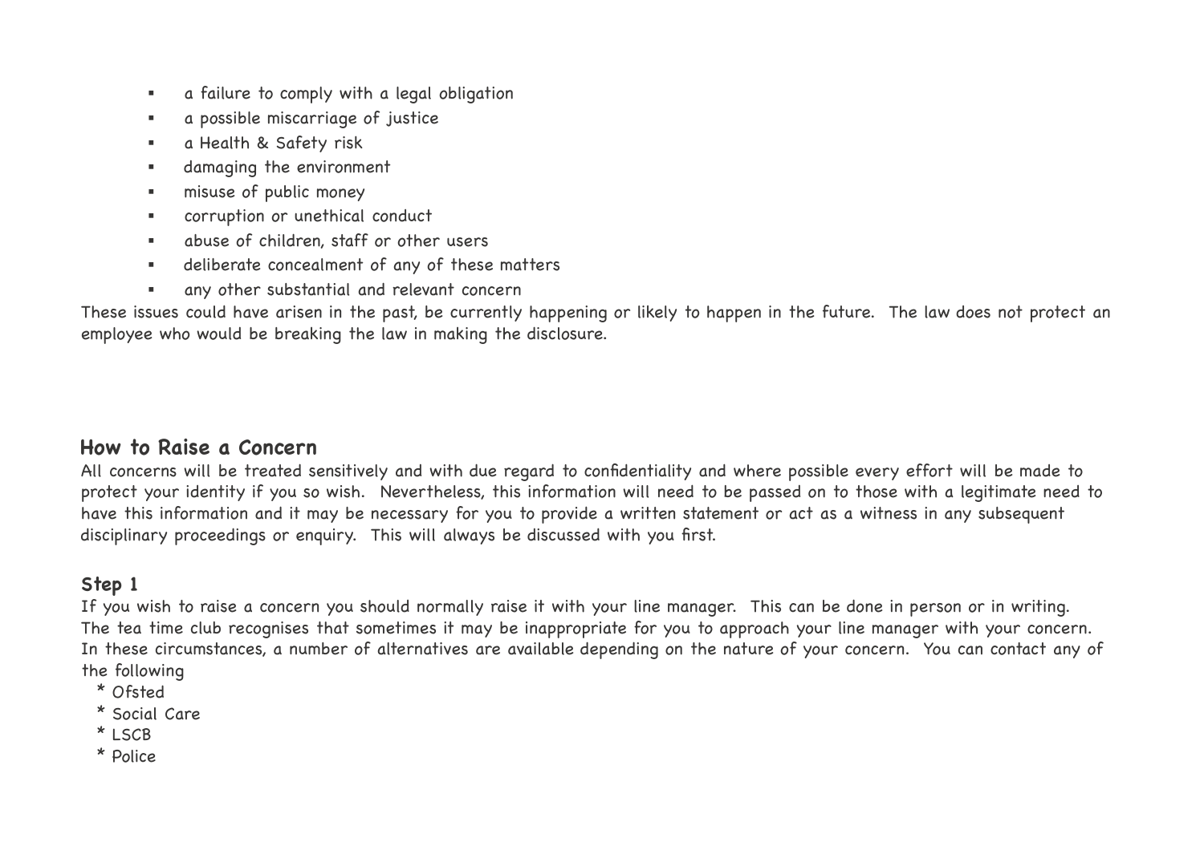- a failure to comply with a legal obligation
- a possible miscarriage of justice
- a Health & Safety risk
- damaging the environment
- misuse of public money
- corruption or unethical conduct
- abuse of children, staff or other users
- deliberate concealment of any of these matters
- any other substantial and relevant concern

These issues could have arisen in the past, be currently happening or likely to happen in the future. The law does not protect an employee who would be breaking the law in making the disclosure.

## How to Raise a Concern

All concerns will be treated sensitively and with due regard to confidentiality and where possible every effort will be made to protect your identity if you so wish. Nevertheless, this information will need to be passed on to those with a legitimate need to have this information and it may be necessary for you to provide a written statement or act as a witness in any subsequent disciplinary proceedings or enquiry. This will always be discussed with you first.

### Step 1

If you wish to raise a concern you should normally raise it with your line manager. This can be done in person or in writing. The tea time club recognises that sometimes it may be inappropriate for you to approach your line manager with your concern. In these circumstances, a number of alternatives are available depending on the nature of your concern. You can contact any of the following

* Ofsted
* Social Care
* LSCB
* Police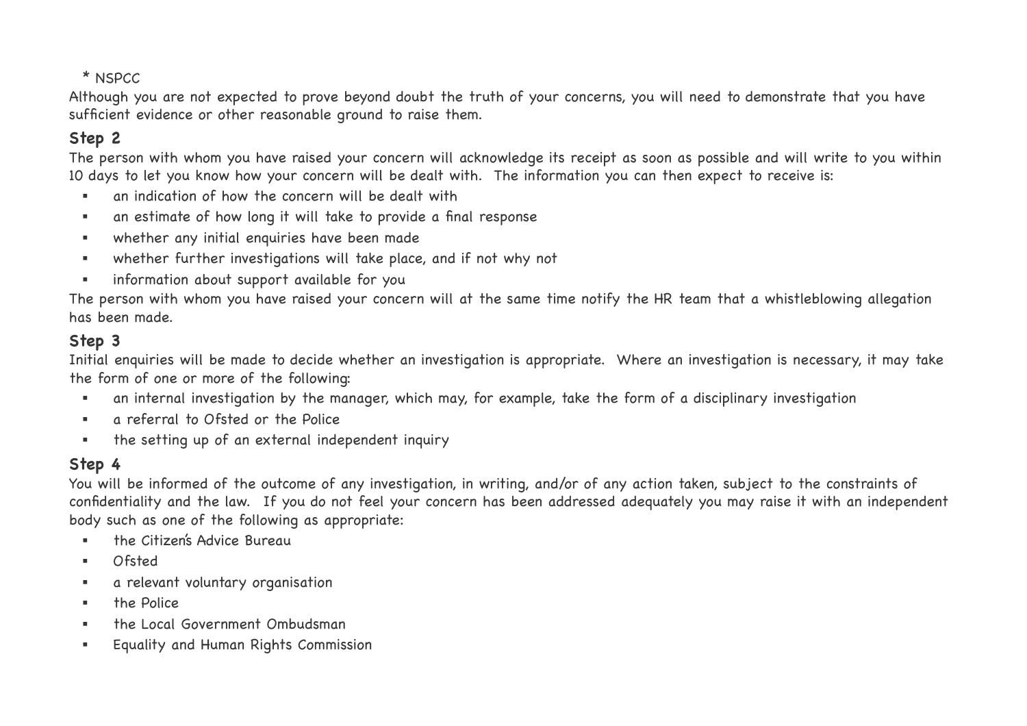* NSPCC

Although you are not expected to prove beyond doubt the truth of your concerns, you will need to demonstrate that you have sufficient evidence or other reasonable ground to raise them.

## Step 2

The person with whom you have raised your concern will acknowledge its receipt as soon as possible and will write to you within 10 days to let you know how your concern will be dealt with. The information you can then expect to receive is:

- an indication of how the concern will be dealt with
- an estimate of how long it will take to provide a final response
- whether any initial enquiries have been made
- whether further investigations will take place, and if not why not
- information about support available for you

The person with whom you have raised your concern will at the same time notify the HR team that a whistleblowing allegation has been made.

## Step 3

Initial enquiries will be made to decide whether an investigation is appropriate. Where an investigation is necessary, it may take the form of one or more of the following:

- an internal investigation by the manager, which may, for example, take the form of a disciplinary investigation
- a referral to Ofsted or the Police
- the setting up of an external independent inquiry

## Step 4

You will be informed of the outcome of any investigation, in writing, and/or of any action taken, subject to the constraints of confidentiality and the law. If you do not feel your concern has been addressed adequately you may raise it with an independent body such as one of the following as appropriate:

- the Citizen's Advice Bureau
- Ofsted
- a relevant voluntary organisation
- the Police
- the Local Government Ombudsman
- Equality and Human Rights Commission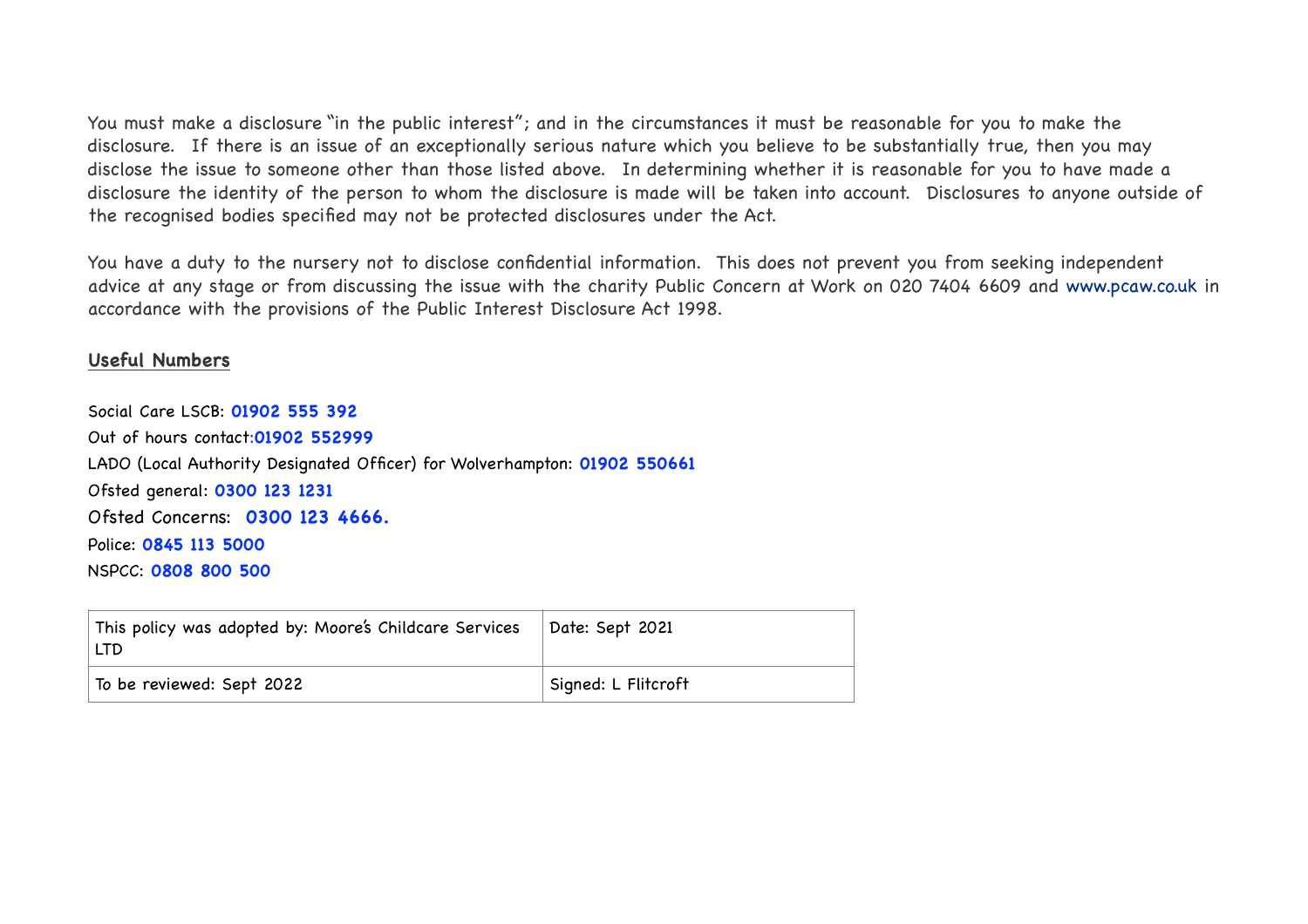You must make a disclosure "in the public interest"; and in the circumstances it must be reasonable for you to make the disclosure. If there is an issue of an exceptionally serious nature which you believe to be substantially true, then you may disclose the issue to someone other than those listed above. In determining whether it is reasonable for you to have made a disclosure the identity of the person to whom the disclosure is made will be taken into account. Disclosures to anyone outside of the recognised bodies specified may not be protected disclosures under the Act.

You have a duty to the nursery not to disclose confidential information. This does not prevent you from seeking independent advice at any stage or from discussing the issue with the charity Public Concern at Work on 020 7404 6609 and www.pcaw.co.uk in accordance with the provisions of the Public Interest Disclosure Act 1998.

## Useful Numbers

Social Care LSCB: **01902 555 392**

Out of hours contact:**01902 552999**

LADO (Local Authority Designated Officer) for Wolverhampton: **01902 550661**

Ofsted general: **0300 123 1231**

Ofsted Concerns: **0300 123 4666.**

Police: **0845 113 5000**

NSPCC: **0808 800 500**

| | |
|---|---|
| This policy was adopted by: Moore's Childcare Services LTD | Date: Sept 2021 |
| To be reviewed: Sept 2022 | Signed: L Flitcroft |